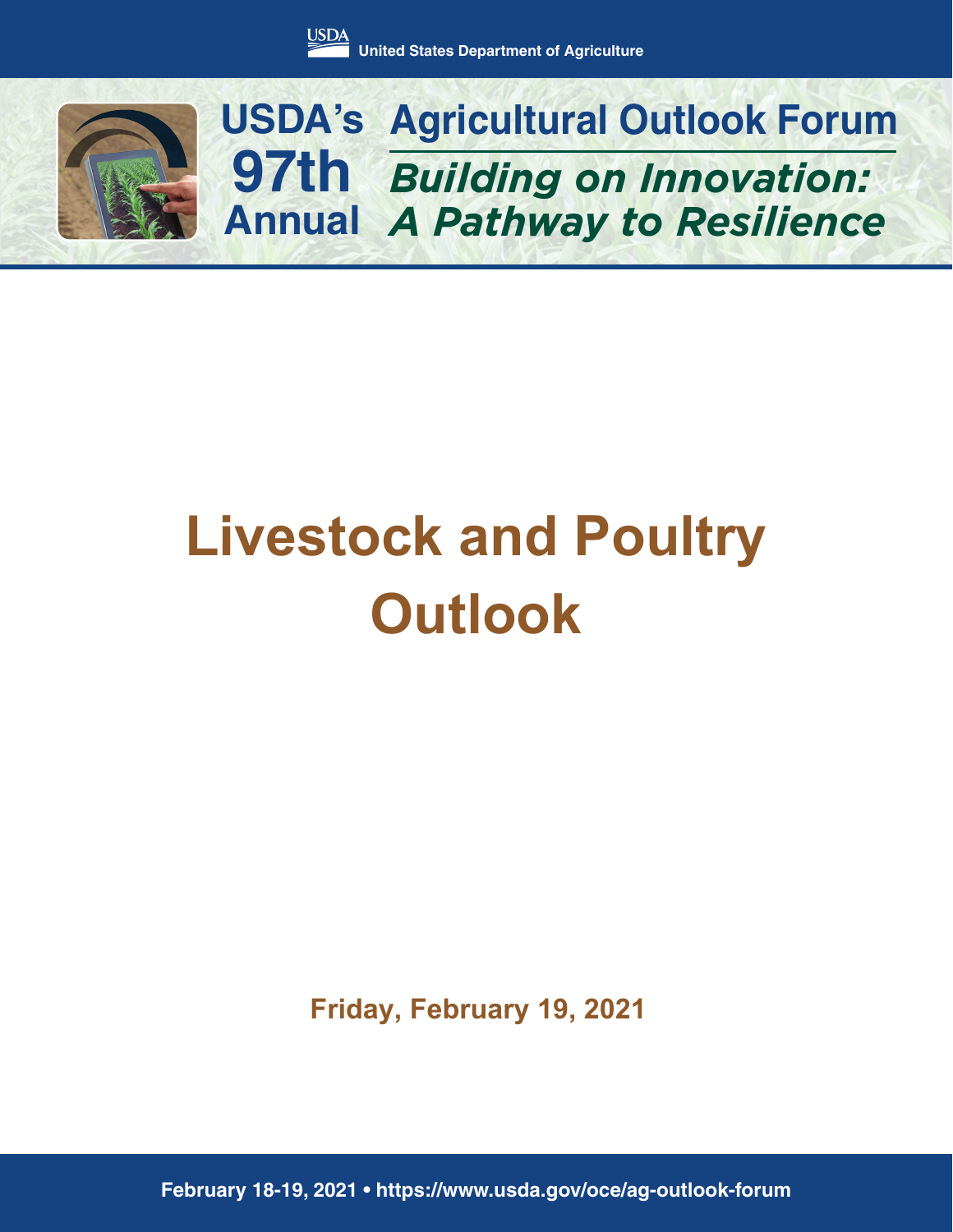USDA United States Department of Agriculture

# USDA's 97th Annual Agricultural Outlook Forum

## *Building on Innovation: A Pathway to Resilience*

# Livestock and Poultry Outlook

**Friday, February 19, 2021**

**February 18-19, 2021 • https://www.usda.gov/oce/ag-outlook-forum**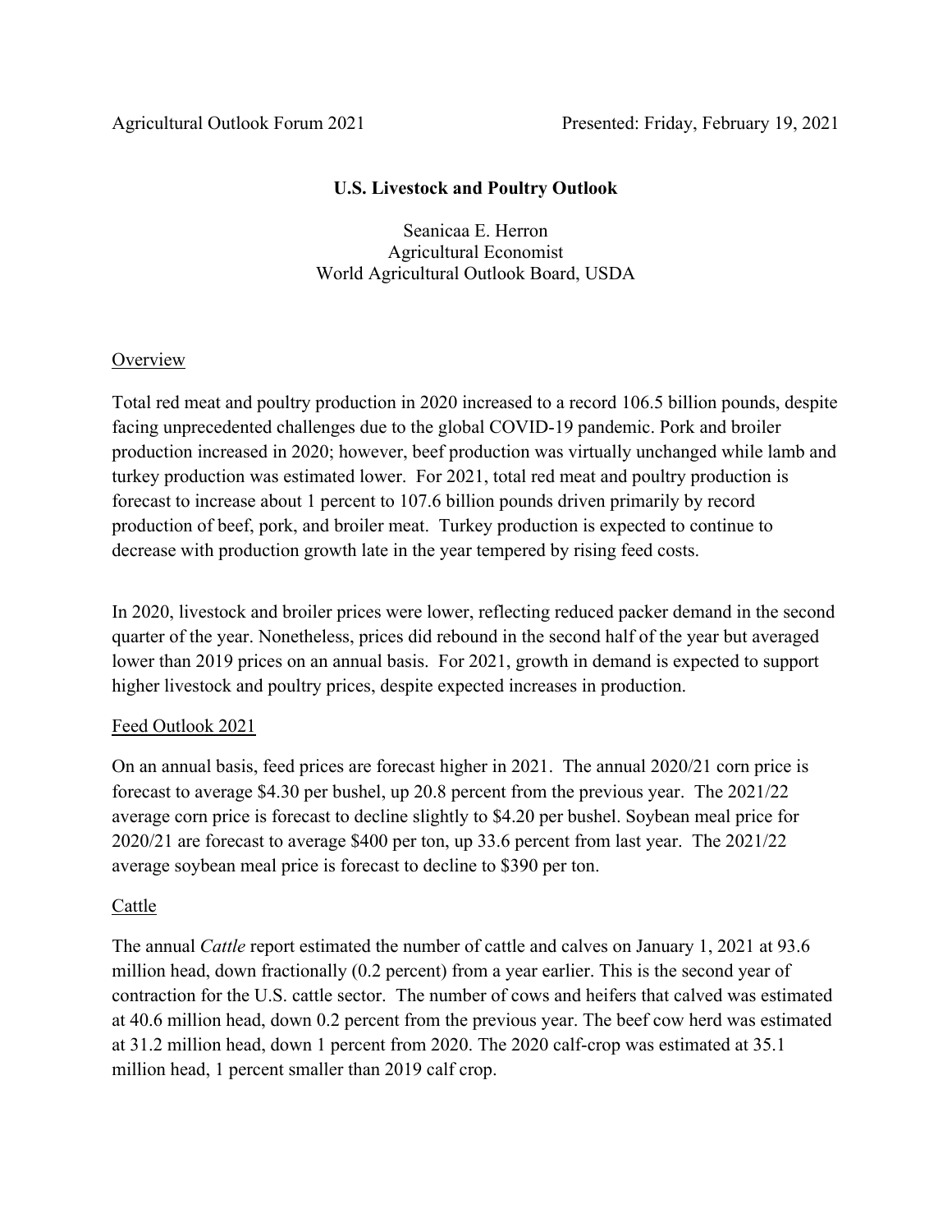Agricultural Outlook Forum 2021 Presented: Friday, February 19, 2021

**U.S. Livestock and Poultry Outlook**

Seanicaa E. Herron
Agricultural Economist
World Agricultural Outlook Board, USDA

## Overview

Total red meat and poultry production in 2020 increased to a record 106.5 billion pounds, despite facing unprecedented challenges due to the global COVID-19 pandemic. Pork and broiler production increased in 2020; however, beef production was virtually unchanged while lamb and turkey production was estimated lower. For 2021, total red meat and poultry production is forecast to increase about 1 percent to 107.6 billion pounds driven primarily by record production of beef, pork, and broiler meat. Turkey production is expected to continue to decrease with production growth late in the year tempered by rising feed costs.

In 2020, livestock and broiler prices were lower, reflecting reduced packer demand in the second quarter of the year. Nonetheless, prices did rebound in the second half of the year but averaged lower than 2019 prices on an annual basis. For 2021, growth in demand is expected to support higher livestock and poultry prices, despite expected increases in production.

## Feed Outlook 2021

On an annual basis, feed prices are forecast higher in 2021. The annual 2020/21 corn price is forecast to average $4.30 per bushel, up 20.8 percent from the previous year. The 2021/22 average corn price is forecast to decline slightly to $4.20 per bushel. Soybean meal price for 2020/21 are forecast to average $400 per ton, up 33.6 percent from last year. The 2021/22 average soybean meal price is forecast to decline to $390 per ton.

## Cattle

The annual *Cattle* report estimated the number of cattle and calves on January 1, 2021 at 93.6 million head, down fractionally (0.2 percent) from a year earlier. This is the second year of contraction for the U.S. cattle sector. The number of cows and heifers that calved was estimated at 40.6 million head, down 0.2 percent from the previous year. The beef cow herd was estimated at 31.2 million head, down 1 percent from 2020. The 2020 calf-crop was estimated at 35.1 million head, 1 percent smaller than 2019 calf crop.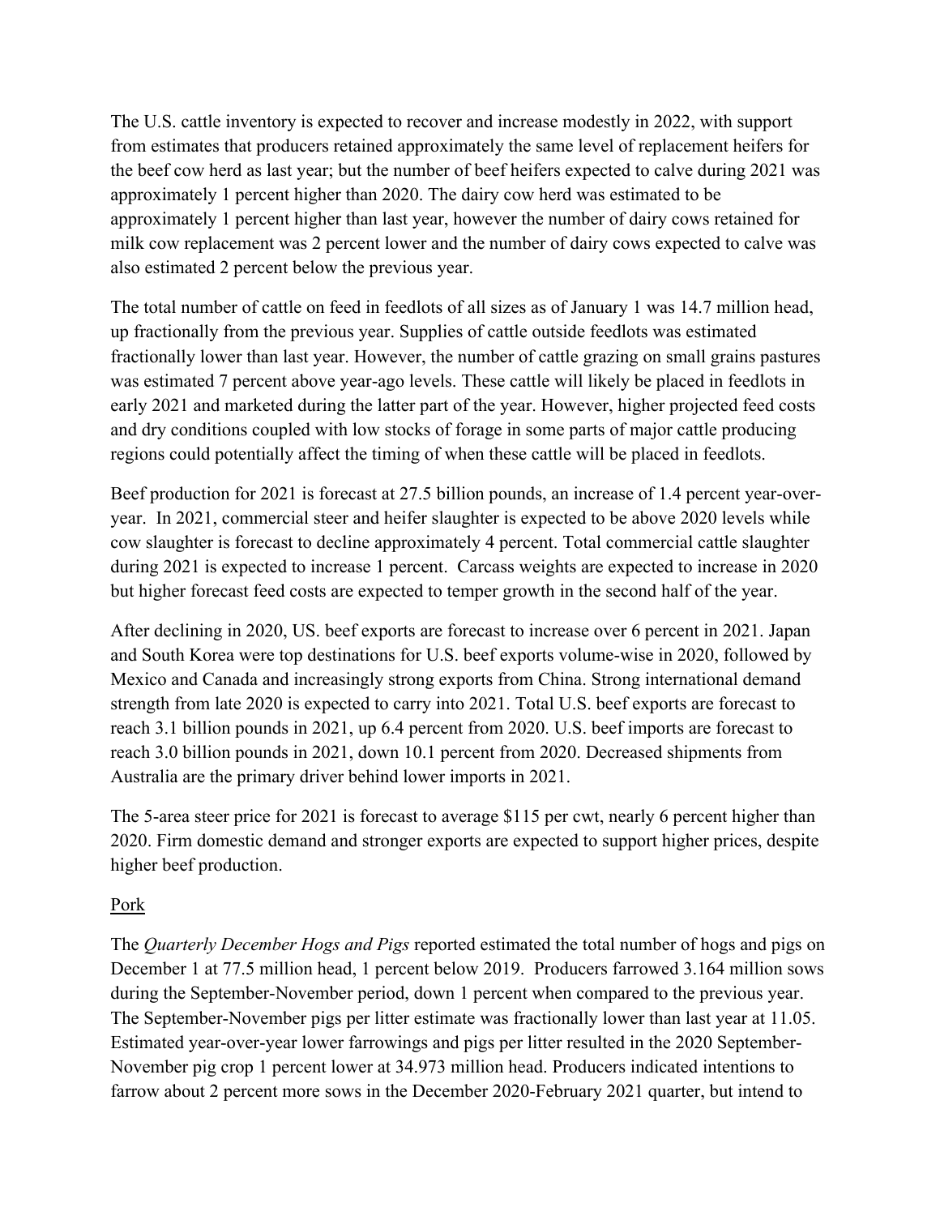The U.S. cattle inventory is expected to recover and increase modestly in 2022, with support from estimates that producers retained approximately the same level of replacement heifers for the beef cow herd as last year; but the number of beef heifers expected to calve during 2021 was approximately 1 percent higher than 2020. The dairy cow herd was estimated to be approximately 1 percent higher than last year, however the number of dairy cows retained for milk cow replacement was 2 percent lower and the number of dairy cows expected to calve was also estimated 2 percent below the previous year.

The total number of cattle on feed in feedlots of all sizes as of January 1 was 14.7 million head, up fractionally from the previous year. Supplies of cattle outside feedlots was estimated fractionally lower than last year. However, the number of cattle grazing on small grains pastures was estimated 7 percent above year-ago levels. These cattle will likely be placed in feedlots in early 2021 and marketed during the latter part of the year. However, higher projected feed costs and dry conditions coupled with low stocks of forage in some parts of major cattle producing regions could potentially affect the timing of when these cattle will be placed in feedlots.

Beef production for 2021 is forecast at 27.5 billion pounds, an increase of 1.4 percent year-over-year. In 2021, commercial steer and heifer slaughter is expected to be above 2020 levels while cow slaughter is forecast to decline approximately 4 percent. Total commercial cattle slaughter during 2021 is expected to increase 1 percent. Carcass weights are expected to increase in 2020 but higher forecast feed costs are expected to temper growth in the second half of the year.

After declining in 2020, US. beef exports are forecast to increase over 6 percent in 2021. Japan and South Korea were top destinations for U.S. beef exports volume-wise in 2020, followed by Mexico and Canada and increasingly strong exports from China. Strong international demand strength from late 2020 is expected to carry into 2021. Total U.S. beef exports are forecast to reach 3.1 billion pounds in 2021, up 6.4 percent from 2020. U.S. beef imports are forecast to reach 3.0 billion pounds in 2021, down 10.1 percent from 2020. Decreased shipments from Australia are the primary driver behind lower imports in 2021.

The 5-area steer price for 2021 is forecast to average $115 per cwt, nearly 6 percent higher than 2020. Firm domestic demand and stronger exports are expected to support higher prices, despite higher beef production.

<u>Pork</u>

The *Quarterly December Hogs and Pigs* reported estimated the total number of hogs and pigs on December 1 at 77.5 million head, 1 percent below 2019. Producers farrowed 3.164 million sows during the September-November period, down 1 percent when compared to the previous year. The September-November pigs per litter estimate was fractionally lower than last year at 11.05. Estimated year-over-year lower farrowings and pigs per litter resulted in the 2020 September-November pig crop 1 percent lower at 34.973 million head. Producers indicated intentions to farrow about 2 percent more sows in the December 2020-February 2021 quarter, but intend to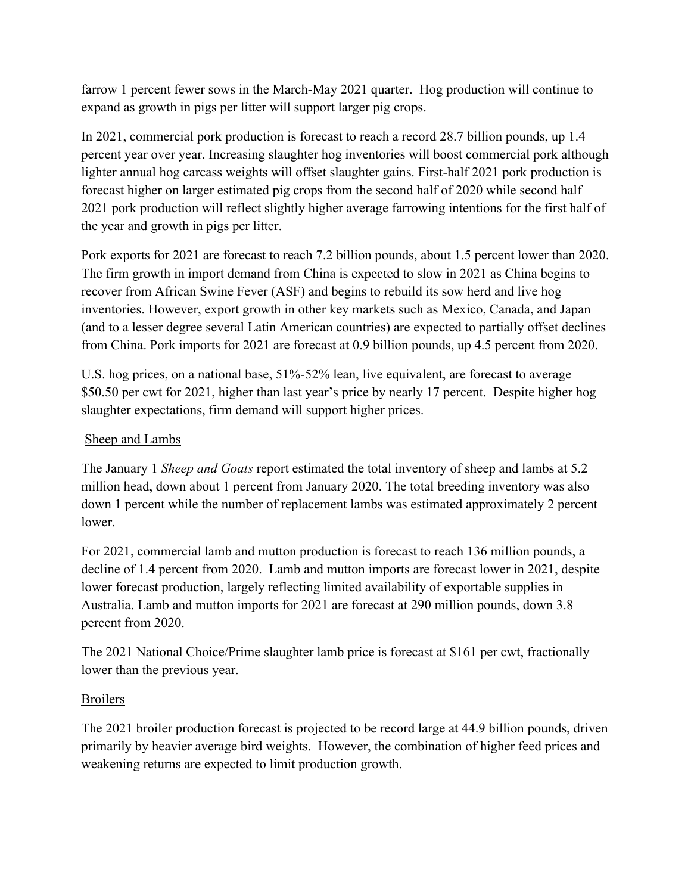farrow 1 percent fewer sows in the March-May 2021 quarter. Hog production will continue to expand as growth in pigs per litter will support larger pig crops.

In 2021, commercial pork production is forecast to reach a record 28.7 billion pounds, up 1.4 percent year over year. Increasing slaughter hog inventories will boost commercial pork although lighter annual hog carcass weights will offset slaughter gains. First-half 2021 pork production is forecast higher on larger estimated pig crops from the second half of 2020 while second half 2021 pork production will reflect slightly higher average farrowing intentions for the first half of the year and growth in pigs per litter.

Pork exports for 2021 are forecast to reach 7.2 billion pounds, about 1.5 percent lower than 2020. The firm growth in import demand from China is expected to slow in 2021 as China begins to recover from African Swine Fever (ASF) and begins to rebuild its sow herd and live hog inventories. However, export growth in other key markets such as Mexico, Canada, and Japan (and to a lesser degree several Latin American countries) are expected to partially offset declines from China. Pork imports for 2021 are forecast at 0.9 billion pounds, up 4.5 percent from 2020.

U.S. hog prices, on a national base, 51%-52% lean, live equivalent, are forecast to average $50.50 per cwt for 2021, higher than last year's price by nearly 17 percent. Despite higher hog slaughter expectations, firm demand will support higher prices.

<u>Sheep and Lambs</u>

The January 1 *Sheep and Goats* report estimated the total inventory of sheep and lambs at 5.2 million head, down about 1 percent from January 2020. The total breeding inventory was also down 1 percent while the number of replacement lambs was estimated approximately 2 percent lower.

For 2021, commercial lamb and mutton production is forecast to reach 136 million pounds, a decline of 1.4 percent from 2020. Lamb and mutton imports are forecast lower in 2021, despite lower forecast production, largely reflecting limited availability of exportable supplies in Australia. Lamb and mutton imports for 2021 are forecast at 290 million pounds, down 3.8 percent from 2020.

The 2021 National Choice/Prime slaughter lamb price is forecast at $161 per cwt, fractionally lower than the previous year.

<u>Broilers</u>

The 2021 broiler production forecast is projected to be record large at 44.9 billion pounds, driven primarily by heavier average bird weights. However, the combination of higher feed prices and weakening returns are expected to limit production growth.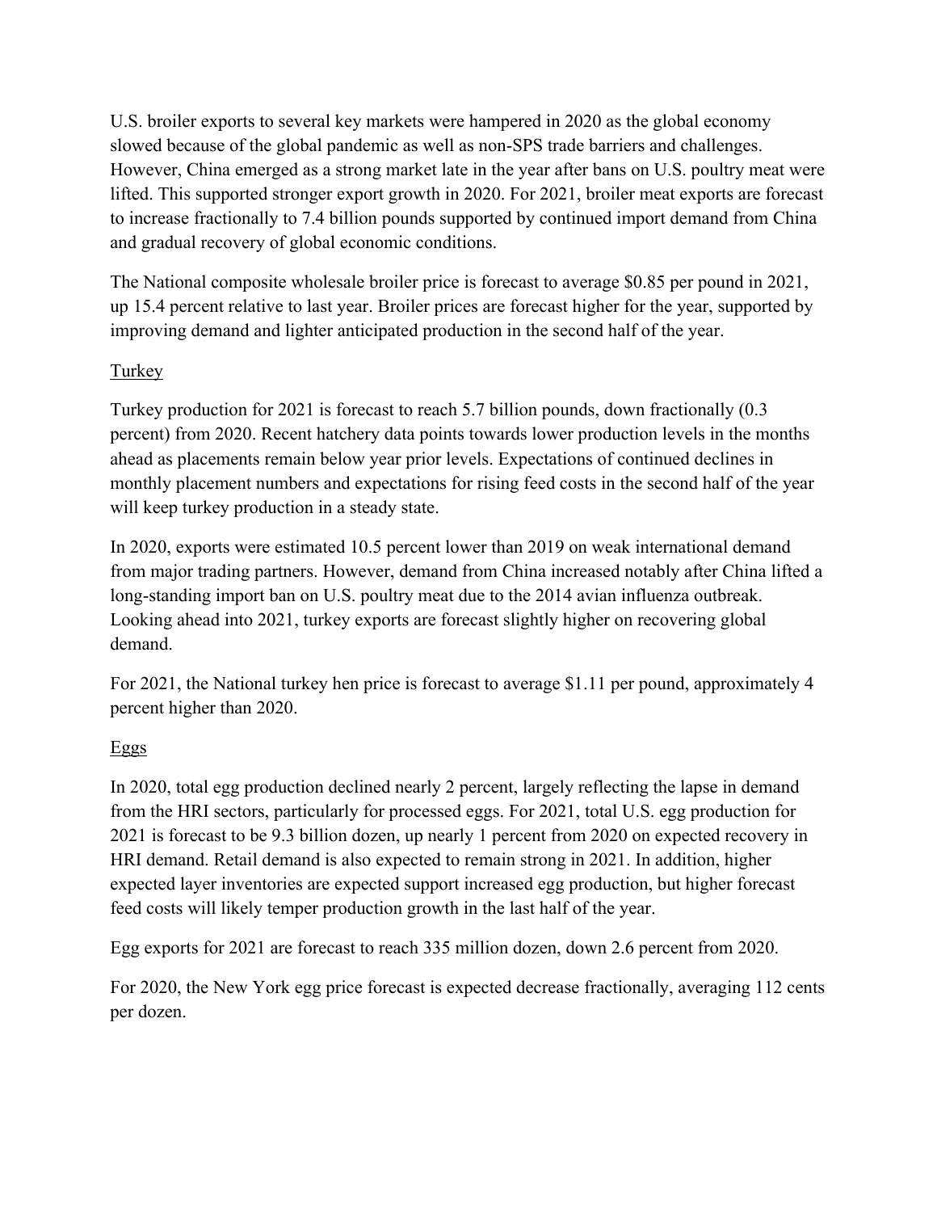U.S. broiler exports to several key markets were hampered in 2020 as the global economy slowed because of the global pandemic as well as non-SPS trade barriers and challenges. However, China emerged as a strong market late in the year after bans on U.S. poultry meat were lifted. This supported stronger export growth in 2020. For 2021, broiler meat exports are forecast to increase fractionally to 7.4 billion pounds supported by continued import demand from China and gradual recovery of global economic conditions.

The National composite wholesale broiler price is forecast to average $0.85 per pound in 2021, up 15.4 percent relative to last year. Broiler prices are forecast higher for the year, supported by improving demand and lighter anticipated production in the second half of the year.

### Turkey

Turkey production for 2021 is forecast to reach 5.7 billion pounds, down fractionally (0.3 percent) from 2020. Recent hatchery data points towards lower production levels in the months ahead as placements remain below year prior levels. Expectations of continued declines in monthly placement numbers and expectations for rising feed costs in the second half of the year will keep turkey production in a steady state.

In 2020, exports were estimated 10.5 percent lower than 2019 on weak international demand from major trading partners. However, demand from China increased notably after China lifted a long-standing import ban on U.S. poultry meat due to the 2014 avian influenza outbreak. Looking ahead into 2021, turkey exports are forecast slightly higher on recovering global demand.

For 2021, the National turkey hen price is forecast to average $1.11 per pound, approximately 4 percent higher than 2020.

### Eggs

In 2020, total egg production declined nearly 2 percent, largely reflecting the lapse in demand from the HRI sectors, particularly for processed eggs. For 2021, total U.S. egg production for 2021 is forecast to be 9.3 billion dozen, up nearly 1 percent from 2020 on expected recovery in HRI demand. Retail demand is also expected to remain strong in 2021. In addition, higher expected layer inventories are expected support increased egg production, but higher forecast feed costs will likely temper production growth in the last half of the year.

Egg exports for 2021 are forecast to reach 335 million dozen, down 2.6 percent from 2020.

For 2020, the New York egg price forecast is expected decrease fractionally, averaging 112 cents per dozen.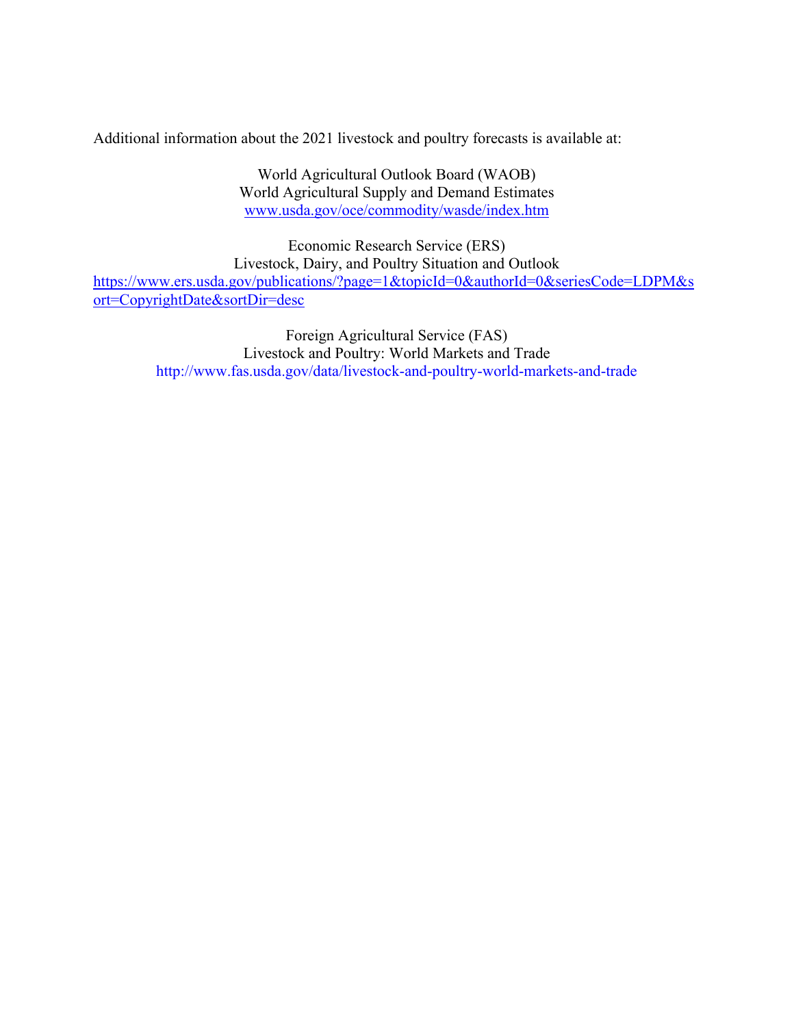Additional information about the 2021 livestock and poultry forecasts is available at:

World Agricultural Outlook Board (WAOB)
World Agricultural Supply and Demand Estimates
www.usda.gov/oce/commodity/wasde/index.htm

Economic Research Service (ERS)
Livestock, Dairy, and Poultry Situation and Outlook
https://www.ers.usda.gov/publications/?page=1&topicId=0&authorId=0&seriesCode=LDPM&sort=CopyrightDate&sortDir=desc

Foreign Agricultural Service (FAS)
Livestock and Poultry: World Markets and Trade
http://www.fas.usda.gov/data/livestock-and-poultry-world-markets-and-trade